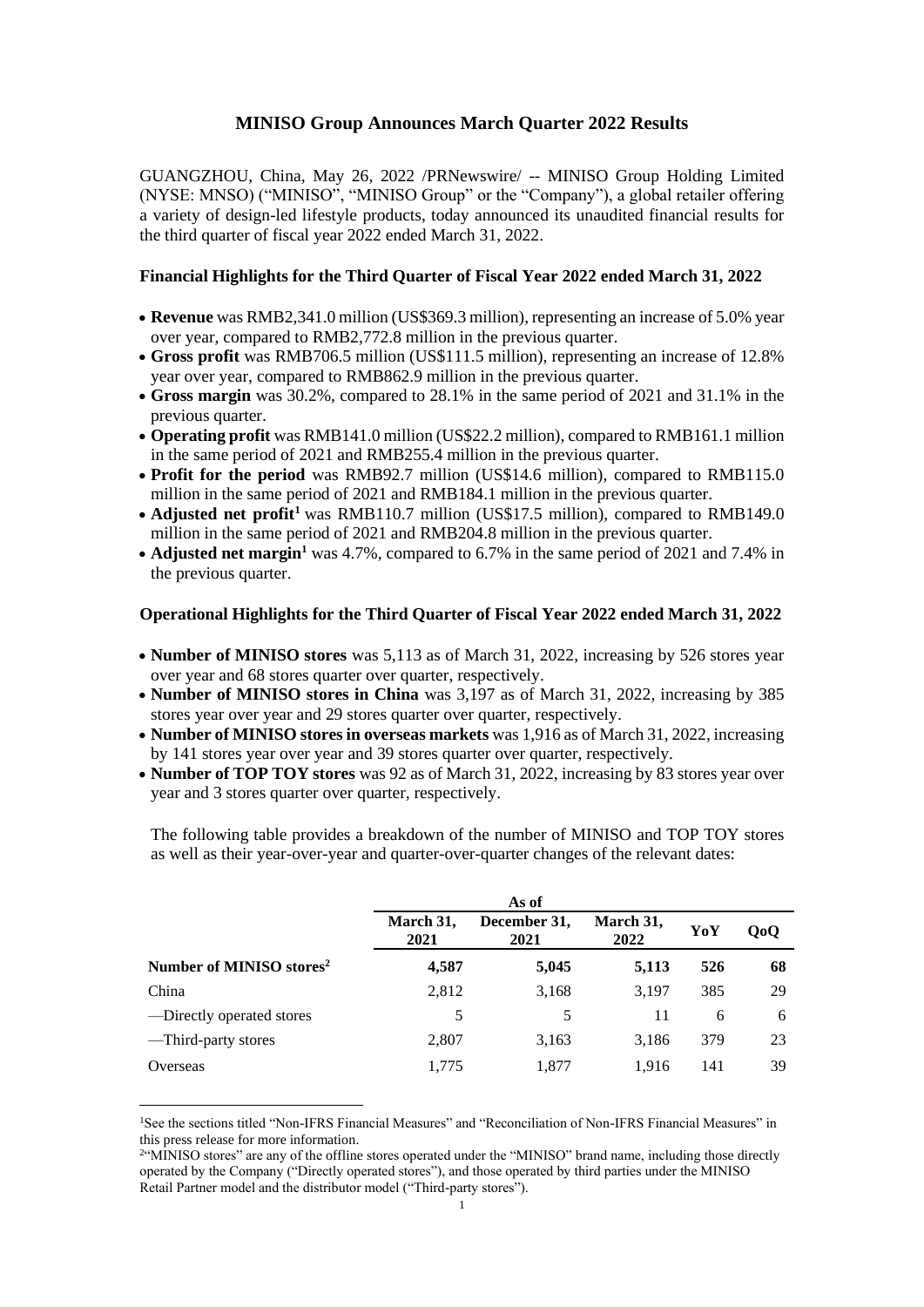# MINISO Group Announces March Quarter 2022 Results

GUANGZHOU, China, May 26, 2022 /PRNewswire/ -- MINISO Group Holding Limited (NYSE: MNSO) ("MINISO", "MINISO Group" or the "Company"), a global retailer offering a variety of design-led lifestyle products, today announced its unaudited financial results for the third quarter of fiscal year 2022 ended March 31, 2022.

## Financial Highlights for the Third Quarter of Fiscal Year 2022 ended March 31, 2022

- **Revenue** was RMB2,341.0 million (US$369.3 million), representing an increase of 5.0% year over year, compared to RMB2,772.8 million in the previous quarter.
- **Gross profit** was RMB706.5 million (US$111.5 million), representing an increase of 12.8% year over year, compared to RMB862.9 million in the previous quarter.
- **Gross margin** was 30.2%, compared to 28.1% in the same period of 2021 and 31.1% in the previous quarter.
- **Operating profit** was RMB141.0 million (US$22.2 million), compared to RMB161.1 million in the same period of 2021 and RMB255.4 million in the previous quarter.
- **Profit for the period** was RMB92.7 million (US$14.6 million), compared to RMB115.0 million in the same period of 2021 and RMB184.1 million in the previous quarter.
- **Adjusted net profit**[1] was RMB110.7 million (US$17.5 million), compared to RMB149.0 million in the same period of 2021 and RMB204.8 million in the previous quarter.
- **Adjusted net margin**[1] was 4.7%, compared to 6.7% in the same period of 2021 and 7.4% in the previous quarter.

## Operational Highlights for the Third Quarter of Fiscal Year 2022 ended March 31, 2022

- **Number of MINISO stores** was 5,113 as of March 31, 2022, increasing by 526 stores year over year and 68 stores quarter over quarter, respectively.
- **Number of MINISO stores in China** was 3,197 as of March 31, 2022, increasing by 385 stores year over year and 29 stores quarter over quarter, respectively.
- **Number of MINISO stores in overseas markets** was 1,916 as of March 31, 2022, increasing by 141 stores year over year and 39 stores quarter over quarter, respectively.
- **Number of TOP TOY stores** was 92 as of March 31, 2022, increasing by 83 stores year over year and 3 stores quarter over quarter, respectively.

The following table provides a breakdown of the number of MINISO and TOP TOY stores as well as their year-over-year and quarter-over-quarter changes of the relevant dates:

| | As of | | | | |
|---|---|---|---|---|---|
| | **March 31, 2021** | **December 31, 2021** | **March 31, 2022** | **YoY** | **QoQ** |
| **Number of MINISO stores**[2] | **4,587** | **5,045** | **5,113** | **526** | **68** |
| China | 2,812 | 3,168 | 3,197 | 385 | 29 |
| —Directly operated stores | 5 | 5 | 11 | 6 | 6 |
| —Third-party stores | 2,807 | 3,163 | 3,186 | 379 | 23 |
| Overseas | 1,775 | 1,877 | 1,916 | 141 | 39 |

[1]See the sections titled "Non-IFRS Financial Measures" and "Reconciliation of Non-IFRS Financial Measures" in this press release for more information.

[2]"MINISO stores" are any of the offline stores operated under the "MINISO" brand name, including those directly operated by the Company ("Directly operated stores"), and those operated by third parties under the MINISO Retail Partner model and the distributor model ("Third-party stores").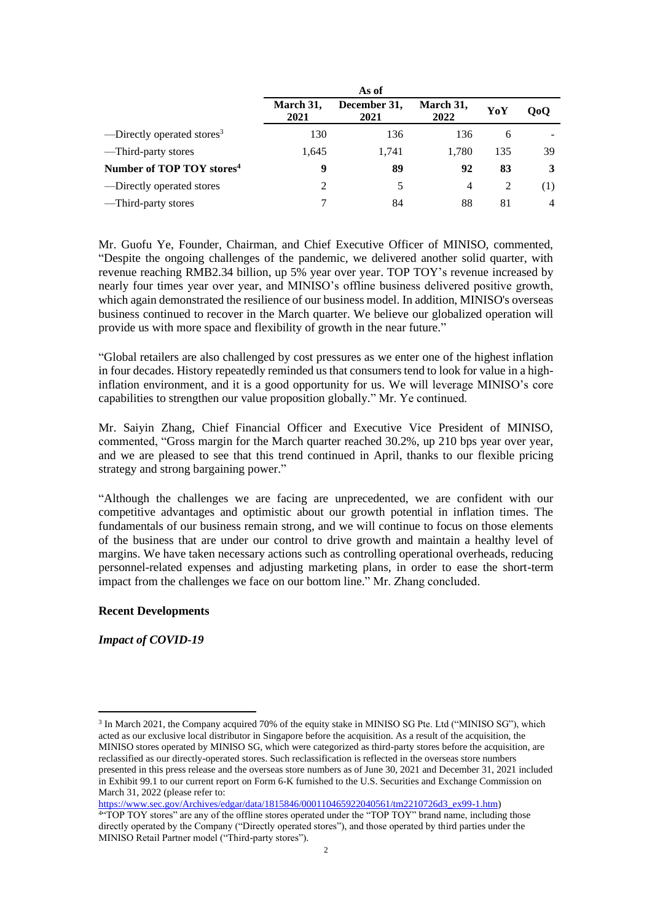| | As of | | | | |
|---|---|---|---|---|---|
| | March 31, 2021 | December 31, 2021 | March 31, 2022 | YoY | QoQ |
| —Directly operated stores[3] | 130 | 136 | 136 | 6 | - |
| —Third-party stores | 1,645 | 1,741 | 1,780 | 135 | 39 |
| **Number of TOP TOY stores[4]** | **9** | **89** | **92** | **83** | **3** |
| —Directly operated stores | 2 | 5 | 4 | 2 | (1) |
| —Third-party stores | 7 | 84 | 88 | 81 | 4 |

Mr. Guofu Ye, Founder, Chairman, and Chief Executive Officer of MINISO, commented, "Despite the ongoing challenges of the pandemic, we delivered another solid quarter, with revenue reaching RMB2.34 billion, up 5% year over year. TOP TOY's revenue increased by nearly four times year over year, and MINISO's offline business delivered positive growth, which again demonstrated the resilience of our business model. In addition, MINISO's overseas business continued to recover in the March quarter. We believe our globalized operation will provide us with more space and flexibility of growth in the near future."

"Global retailers are also challenged by cost pressures as we enter one of the highest inflation in four decades. History repeatedly reminded us that consumers tend to look for value in a high-inflation environment, and it is a good opportunity for us. We will leverage MINISO's core capabilities to strengthen our value proposition globally." Mr. Ye continued.

Mr. Saiyin Zhang, Chief Financial Officer and Executive Vice President of MINISO, commented, "Gross margin for the March quarter reached 30.2%, up 210 bps year over year, and we are pleased to see that this trend continued in April, thanks to our flexible pricing strategy and strong bargaining power."

"Although the challenges we are facing are unprecedented, we are confident with our competitive advantages and optimistic about our growth potential in inflation times. The fundamentals of our business remain strong, and we will continue to focus on those elements of the business that are under our control to drive growth and maintain a healthy level of margins. We have taken necessary actions such as controlling operational overheads, reducing personnel-related expenses and adjusting marketing plans, in order to ease the short-term impact from the challenges we face on our bottom line." Mr. Zhang concluded.

**Recent Developments**

***Impact of COVID-19***

---

[3] In March 2021, the Company acquired 70% of the equity stake in MINISO SG Pte. Ltd ("MINISO SG"), which acted as our exclusive local distributor in Singapore before the acquisition. As a result of the acquisition, the MINISO stores operated by MINISO SG, which were categorized as third-party stores before the acquisition, are reclassified as our directly-operated stores. Such reclassification is reflected in the overseas store numbers presented in this press release and the overseas store numbers as of June 30, 2021 and December 31, 2021 included in Exhibit 99.1 to our current report on Form 6-K furnished to the U.S. Securities and Exchange Commission on March 31, 2022 (please refer to: https://www.sec.gov/Archives/edgar/data/1815846/000110465922040561/tm2210726d3_ex99-1.htm)

[4] "TOP TOY stores" are any of the offline stores operated under the "TOP TOY" brand name, including those directly operated by the Company ("Directly operated stores"), and those operated by third parties under the MINISO Retail Partner model ("Third-party stores").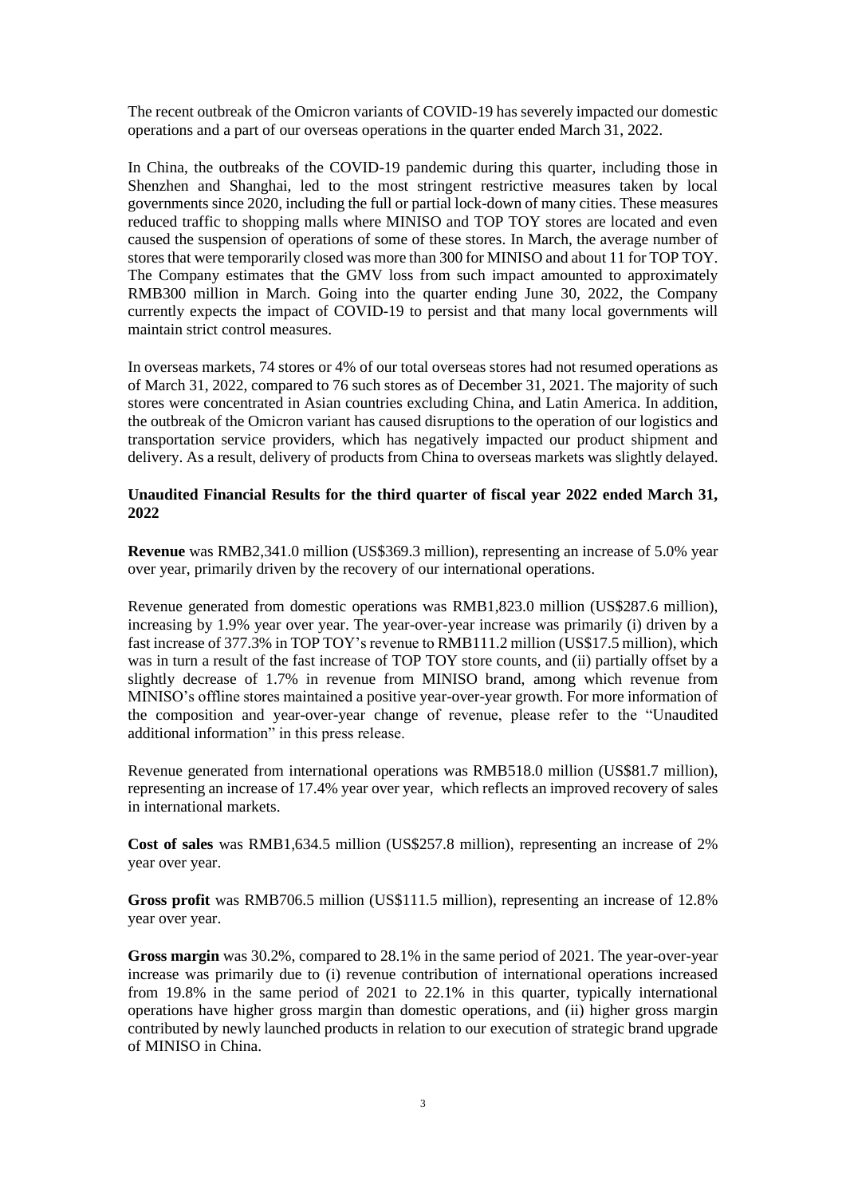The recent outbreak of the Omicron variants of COVID-19 has severely impacted our domestic operations and a part of our overseas operations in the quarter ended March 31, 2022.

In China, the outbreaks of the COVID-19 pandemic during this quarter, including those in Shenzhen and Shanghai, led to the most stringent restrictive measures taken by local governments since 2020, including the full or partial lock-down of many cities. These measures reduced traffic to shopping malls where MINISO and TOP TOY stores are located and even caused the suspension of operations of some of these stores. In March, the average number of stores that were temporarily closed was more than 300 for MINISO and about 11 for TOP TOY. The Company estimates that the GMV loss from such impact amounted to approximately RMB300 million in March. Going into the quarter ending June 30, 2022, the Company currently expects the impact of COVID-19 to persist and that many local governments will maintain strict control measures.

In overseas markets, 74 stores or 4% of our total overseas stores had not resumed operations as of March 31, 2022, compared to 76 such stores as of December 31, 2021. The majority of such stores were concentrated in Asian countries excluding China, and Latin America. In addition, the outbreak of the Omicron variant has caused disruptions to the operation of our logistics and transportation service providers, which has negatively impacted our product shipment and delivery. As a result, delivery of products from China to overseas markets was slightly delayed.

**Unaudited Financial Results for the third quarter of fiscal year 2022 ended March 31, 2022**

**Revenue** was RMB2,341.0 million (US$369.3 million), representing an increase of 5.0% year over year, primarily driven by the recovery of our international operations.

Revenue generated from domestic operations was RMB1,823.0 million (US$287.6 million), increasing by 1.9% year over year. The year-over-year increase was primarily (i) driven by a fast increase of 377.3% in TOP TOY's revenue to RMB111.2 million (US$17.5 million), which was in turn a result of the fast increase of TOP TOY store counts, and (ii) partially offset by a slightly decrease of 1.7% in revenue from MINISO brand, among which revenue from MINISO's offline stores maintained a positive year-over-year growth. For more information of the composition and year-over-year change of revenue, please refer to the "Unaudited additional information" in this press release.

Revenue generated from international operations was RMB518.0 million (US$81.7 million), representing an increase of 17.4% year over year, which reflects an improved recovery of sales in international markets.

**Cost of sales** was RMB1,634.5 million (US$257.8 million), representing an increase of 2% year over year.

**Gross profit** was RMB706.5 million (US$111.5 million), representing an increase of 12.8% year over year.

**Gross margin** was 30.2%, compared to 28.1% in the same period of 2021. The year-over-year increase was primarily due to (i) revenue contribution of international operations increased from 19.8% in the same period of 2021 to 22.1% in this quarter, typically international operations have higher gross margin than domestic operations, and (ii) higher gross margin contributed by newly launched products in relation to our execution of strategic brand upgrade of MINISO in China.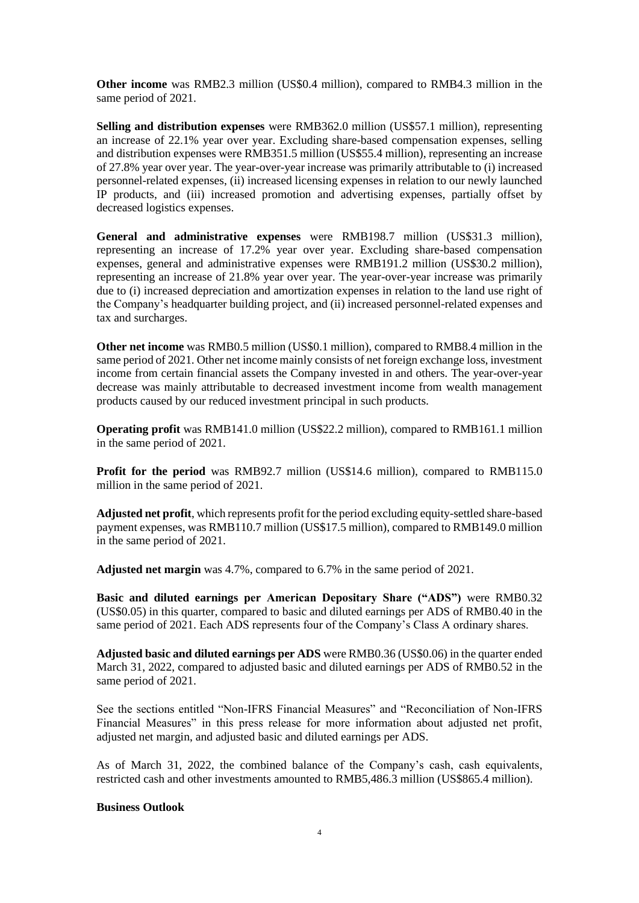**Other income** was RMB2.3 million (US$0.4 million), compared to RMB4.3 million in the same period of 2021.

**Selling and distribution expenses** were RMB362.0 million (US$57.1 million), representing an increase of 22.1% year over year. Excluding share-based compensation expenses, selling and distribution expenses were RMB351.5 million (US$55.4 million), representing an increase of 27.8% year over year. The year-over-year increase was primarily attributable to (i) increased personnel-related expenses, (ii) increased licensing expenses in relation to our newly launched IP products, and (iii) increased promotion and advertising expenses, partially offset by decreased logistics expenses.

**General and administrative expenses** were RMB198.7 million (US$31.3 million), representing an increase of 17.2% year over year. Excluding share-based compensation expenses, general and administrative expenses were RMB191.2 million (US$30.2 million), representing an increase of 21.8% year over year. The year-over-year increase was primarily due to (i) increased depreciation and amortization expenses in relation to the land use right of the Company's headquarter building project, and (ii) increased personnel-related expenses and tax and surcharges.

**Other net income** was RMB0.5 million (US$0.1 million), compared to RMB8.4 million in the same period of 2021. Other net income mainly consists of net foreign exchange loss, investment income from certain financial assets the Company invested in and others. The year-over-year decrease was mainly attributable to decreased investment income from wealth management products caused by our reduced investment principal in such products.

**Operating profit** was RMB141.0 million (US$22.2 million), compared to RMB161.1 million in the same period of 2021.

**Profit for the period** was RMB92.7 million (US$14.6 million), compared to RMB115.0 million in the same period of 2021.

**Adjusted net profit**, which represents profit for the period excluding equity-settled share-based payment expenses, was RMB110.7 million (US$17.5 million), compared to RMB149.0 million in the same period of 2021.

**Adjusted net margin** was 4.7%, compared to 6.7% in the same period of 2021.

**Basic and diluted earnings per American Depositary Share ("ADS")** were RMB0.32 (US$0.05) in this quarter, compared to basic and diluted earnings per ADS of RMB0.40 in the same period of 2021. Each ADS represents four of the Company's Class A ordinary shares.

**Adjusted basic and diluted earnings per ADS** were RMB0.36 (US$0.06) in the quarter ended March 31, 2022, compared to adjusted basic and diluted earnings per ADS of RMB0.52 in the same period of 2021.

See the sections entitled "Non-IFRS Financial Measures" and "Reconciliation of Non-IFRS Financial Measures" in this press release for more information about adjusted net profit, adjusted net margin, and adjusted basic and diluted earnings per ADS.

As of March 31, 2022, the combined balance of the Company's cash, cash equivalents, restricted cash and other investments amounted to RMB5,486.3 million (US$865.4 million).

**Business Outlook**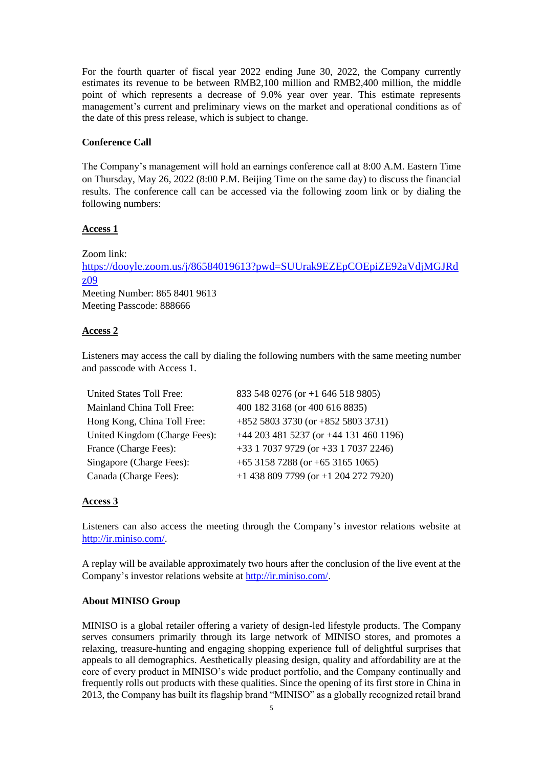For the fourth quarter of fiscal year 2022 ending June 30, 2022, the Company currently estimates its revenue to be between RMB2,100 million and RMB2,400 million, the middle point of which represents a decrease of 9.0% year over year. This estimate represents management's current and preliminary views on the market and operational conditions as of the date of this press release, which is subject to change.

**Conference Call**

The Company's management will hold an earnings conference call at 8:00 A.M. Eastern Time on Thursday, May 26, 2022 (8:00 P.M. Beijing Time on the same day) to discuss the financial results. The conference call can be accessed via the following zoom link or by dialing the following numbers:

**Access 1**

Zoom link:
https://dooyle.zoom.us/j/86584019613?pwd=SUUrak9EZEpCOEpiZE92aVdjMGJRdz09
Meeting Number: 865 8401 9613
Meeting Passcode: 888666

**Access 2**

Listeners may access the call by dialing the following numbers with the same meeting number and passcode with Access 1.

| | |
|---|---|
| United States Toll Free: | 833 548 0276 (or +1 646 518 9805) |
| Mainland China Toll Free: | 400 182 3168 (or 400 616 8835) |
| Hong Kong, China Toll Free: | +852 5803 3730 (or +852 5803 3731) |
| United Kingdom (Charge Fees): | +44 203 481 5237 (or +44 131 460 1196) |
| France (Charge Fees): | +33 1 7037 9729 (or +33 1 7037 2246) |
| Singapore (Charge Fees): | +65 3158 7288 (or +65 3165 1065) |
| Canada (Charge Fees): | +1 438 809 7799 (or +1 204 272 7920) |

**Access 3**

Listeners can also access the meeting through the Company's investor relations website at http://ir.miniso.com/.

A replay will be available approximately two hours after the conclusion of the live event at the Company's investor relations website at http://ir.miniso.com/.

**About MINISO Group**

MINISO is a global retailer offering a variety of design-led lifestyle products. The Company serves consumers primarily through its large network of MINISO stores, and promotes a relaxing, treasure-hunting and engaging shopping experience full of delightful surprises that appeals to all demographics. Aesthetically pleasing design, quality and affordability are at the core of every product in MINISO's wide product portfolio, and the Company continually and frequently rolls out products with these qualities. Since the opening of its first store in China in 2013, the Company has built its flagship brand "MINISO" as a globally recognized retail brand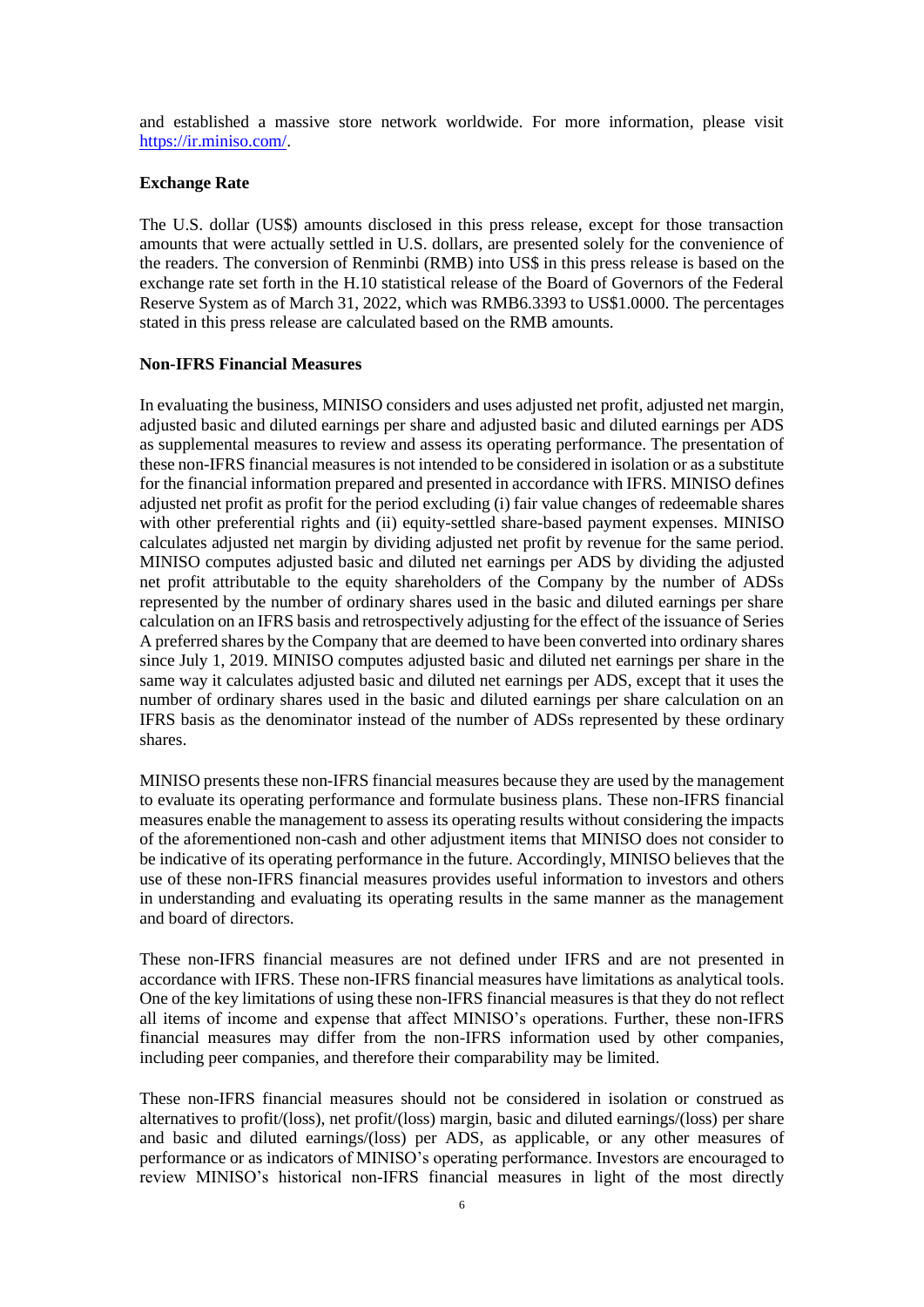and established a massive store network worldwide. For more information, please visit [https://ir.miniso.com/](https://ir.miniso.com/).

**Exchange Rate**

The U.S. dollar (US$) amounts disclosed in this press release, except for those transaction amounts that were actually settled in U.S. dollars, are presented solely for the convenience of the readers. The conversion of Renminbi (RMB) into US$ in this press release is based on the exchange rate set forth in the H.10 statistical release of the Board of Governors of the Federal Reserve System as of March 31, 2022, which was RMB6.3393 to US$1.0000. The percentages stated in this press release are calculated based on the RMB amounts.

**Non-IFRS Financial Measures**

In evaluating the business, MINISO considers and uses adjusted net profit, adjusted net margin, adjusted basic and diluted earnings per share and adjusted basic and diluted earnings per ADS as supplemental measures to review and assess its operating performance. The presentation of these non-IFRS financial measures is not intended to be considered in isolation or as a substitute for the financial information prepared and presented in accordance with IFRS. MINISO defines adjusted net profit as profit for the period excluding (i) fair value changes of redeemable shares with other preferential rights and (ii) equity-settled share-based payment expenses. MINISO calculates adjusted net margin by dividing adjusted net profit by revenue for the same period. MINISO computes adjusted basic and diluted net earnings per ADS by dividing the adjusted net profit attributable to the equity shareholders of the Company by the number of ADSs represented by the number of ordinary shares used in the basic and diluted earnings per share calculation on an IFRS basis and retrospectively adjusting for the effect of the issuance of Series A preferred shares by the Company that are deemed to have been converted into ordinary shares since July 1, 2019. MINISO computes adjusted basic and diluted net earnings per share in the same way it calculates adjusted basic and diluted net earnings per ADS, except that it uses the number of ordinary shares used in the basic and diluted earnings per share calculation on an IFRS basis as the denominator instead of the number of ADSs represented by these ordinary shares.

MINISO presents these non-IFRS financial measures because they are used by the management to evaluate its operating performance and formulate business plans. These non-IFRS financial measures enable the management to assess its operating results without considering the impacts of the aforementioned non-cash and other adjustment items that MINISO does not consider to be indicative of its operating performance in the future. Accordingly, MINISO believes that the use of these non-IFRS financial measures provides useful information to investors and others in understanding and evaluating its operating results in the same manner as the management and board of directors.

These non-IFRS financial measures are not defined under IFRS and are not presented in accordance with IFRS. These non-IFRS financial measures have limitations as analytical tools. One of the key limitations of using these non-IFRS financial measures is that they do not reflect all items of income and expense that affect MINISO's operations. Further, these non-IFRS financial measures may differ from the non-IFRS information used by other companies, including peer companies, and therefore their comparability may be limited.

These non-IFRS financial measures should not be considered in isolation or construed as alternatives to profit/(loss), net profit/(loss) margin, basic and diluted earnings/(loss) per share and basic and diluted earnings/(loss) per ADS, as applicable, or any other measures of performance or as indicators of MINISO's operating performance. Investors are encouraged to review MINISO's historical non-IFRS financial measures in light of the most directly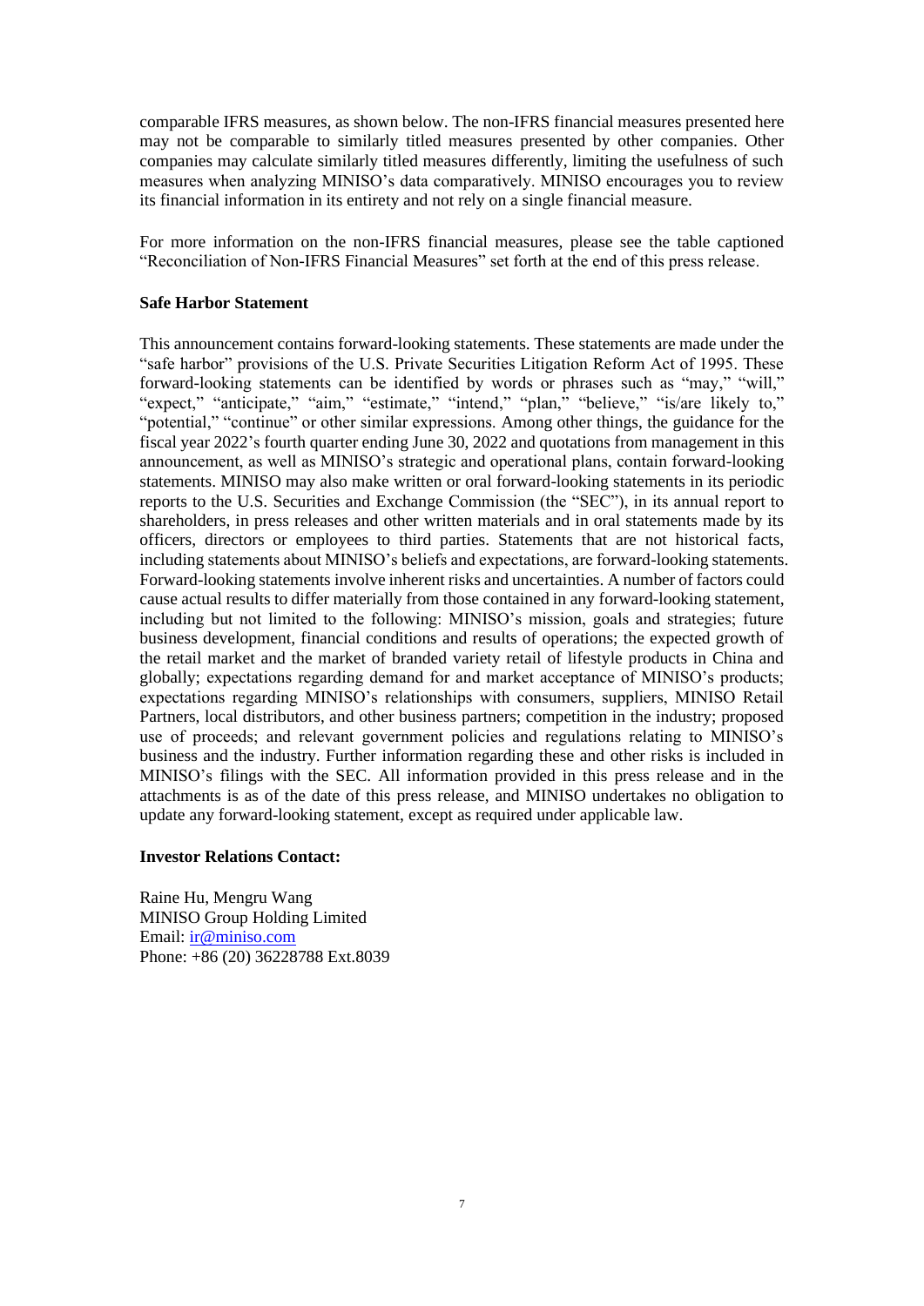comparable IFRS measures, as shown below. The non-IFRS financial measures presented here may not be comparable to similarly titled measures presented by other companies. Other companies may calculate similarly titled measures differently, limiting the usefulness of such measures when analyzing MINISO's data comparatively. MINISO encourages you to review its financial information in its entirety and not rely on a single financial measure.

For more information on the non-IFRS financial measures, please see the table captioned "Reconciliation of Non-IFRS Financial Measures" set forth at the end of this press release.

**Safe Harbor Statement**

This announcement contains forward-looking statements. These statements are made under the "safe harbor" provisions of the U.S. Private Securities Litigation Reform Act of 1995. These forward-looking statements can be identified by words or phrases such as "may," "will," "expect," "anticipate," "aim," "estimate," "intend," "plan," "believe," "is/are likely to," "potential," "continue" or other similar expressions. Among other things, the guidance for the fiscal year 2022's fourth quarter ending June 30, 2022 and quotations from management in this announcement, as well as MINISO's strategic and operational plans, contain forward-looking statements. MINISO may also make written or oral forward-looking statements in its periodic reports to the U.S. Securities and Exchange Commission (the "SEC"), in its annual report to shareholders, in press releases and other written materials and in oral statements made by its officers, directors or employees to third parties. Statements that are not historical facts, including statements about MINISO's beliefs and expectations, are forward-looking statements. Forward-looking statements involve inherent risks and uncertainties. A number of factors could cause actual results to differ materially from those contained in any forward-looking statement, including but not limited to the following: MINISO's mission, goals and strategies; future business development, financial conditions and results of operations; the expected growth of the retail market and the market of branded variety retail of lifestyle products in China and globally; expectations regarding demand for and market acceptance of MINISO's products; expectations regarding MINISO's relationships with consumers, suppliers, MINISO Retail Partners, local distributors, and other business partners; competition in the industry; proposed use of proceeds; and relevant government policies and regulations relating to MINISO's business and the industry. Further information regarding these and other risks is included in MINISO's filings with the SEC. All information provided in this press release and in the attachments is as of the date of this press release, and MINISO undertakes no obligation to update any forward-looking statement, except as required under applicable law.

**Investor Relations Contact:**

Raine Hu, Mengru Wang  
MINISO Group Holding Limited  
Email: ir@miniso.com  
Phone: +86 (20) 36228788 Ext.8039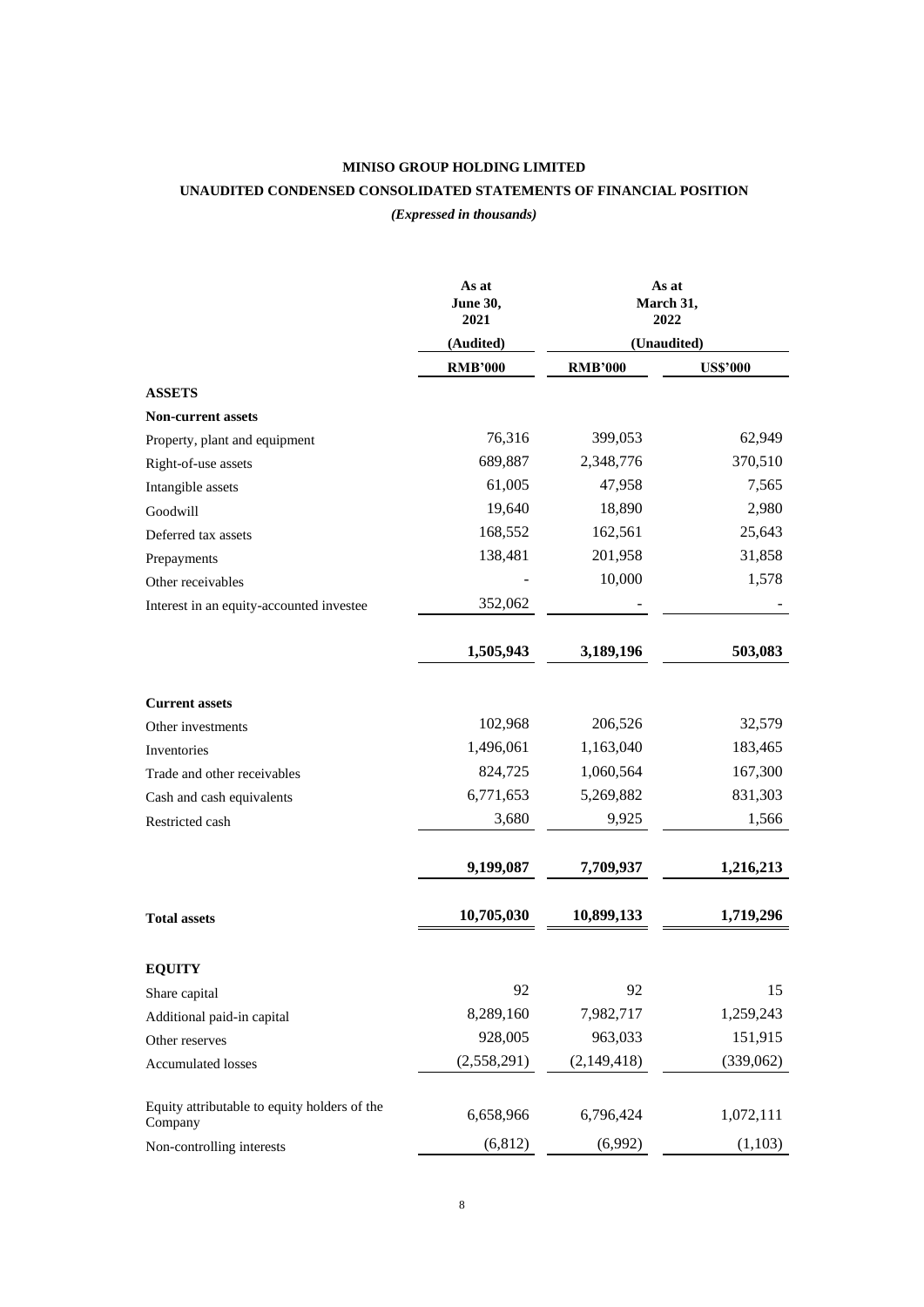**MINISO GROUP HOLDING LIMITED**

**UNAUDITED CONDENSED CONSOLIDATED STATEMENTS OF FINANCIAL POSITION**

*(Expressed in thousands)*

| | As at June 30, 2021 | As at March 31, 2022 | |
|---|---|---|---|
| | (Audited) | (Unaudited) | |
| | RMB'000 | RMB'000 | US$'000 |
| **ASSETS** | | | |
| **Non-current assets** | | | |
| Property, plant and equipment | 76,316 | 399,053 | 62,949 |
| Right-of-use assets | 689,887 | 2,348,776 | 370,510 |
| Intangible assets | 61,005 | 47,958 | 7,565 |
| Goodwill | 19,640 | 18,890 | 2,980 |
| Deferred tax assets | 168,552 | 162,561 | 25,643 |
| Prepayments | 138,481 | 201,958 | 31,858 |
| Other receivables | - | 10,000 | 1,578 |
| Interest in an equity-accounted investee | 352,062 | - | - |
| | **1,505,943** | **3,189,196** | **503,083** |
| **Current assets** | | | |
| Other investments | 102,968 | 206,526 | 32,579 |
| Inventories | 1,496,061 | 1,163,040 | 183,465 |
| Trade and other receivables | 824,725 | 1,060,564 | 167,300 |
| Cash and cash equivalents | 6,771,653 | 5,269,882 | 831,303 |
| Restricted cash | 3,680 | 9,925 | 1,566 |
| | **9,199,087** | **7,709,937** | **1,216,213** |
| **Total assets** | **10,705,030** | **10,899,133** | **1,719,296** |
| **EQUITY** | | | |
| Share capital | 92 | 92 | 15 |
| Additional paid-in capital | 8,289,160 | 7,982,717 | 1,259,243 |
| Other reserves | 928,005 | 963,033 | 151,915 |
| Accumulated losses | (2,558,291) | (2,149,418) | (339,062) |
| Equity attributable to equity holders of the Company | 6,658,966 | 6,796,424 | 1,072,111 |
| Non-controlling interests | (6,812) | (6,992) | (1,103) |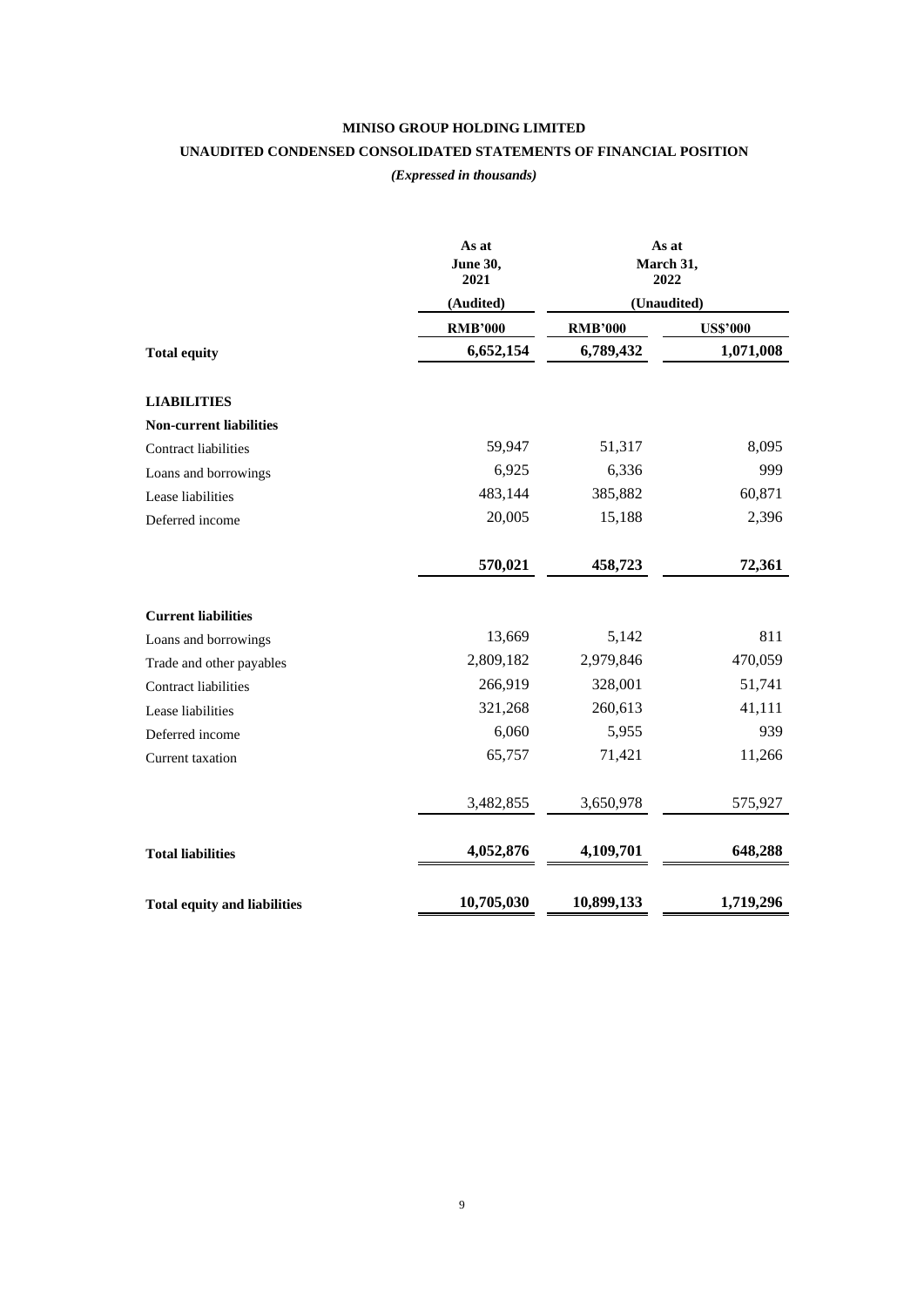**MINISO GROUP HOLDING LIMITED**

**UNAUDITED CONDENSED CONSOLIDATED STATEMENTS OF FINANCIAL POSITION**

*(Expressed in thousands)*

| | As at June 30, 2021 | As at March 31, 2022 | |
|---|---|---|---|
| | (Audited) | (Unaudited) | |
| | RMB'000 | RMB'000 | US$'000 |
| **Total equity** | **6,652,154** | **6,789,432** | **1,071,008** |
| **LIABILITIES** | | | |
| **Non-current liabilities** | | | |
| Contract liabilities | 59,947 | 51,317 | 8,095 |
| Loans and borrowings | 6,925 | 6,336 | 999 |
| Lease liabilities | 483,144 | 385,882 | 60,871 |
| Deferred income | 20,005 | 15,188 | 2,396 |
| | **570,021** | **458,723** | **72,361** |
| **Current liabilities** | | | |
| Loans and borrowings | 13,669 | 5,142 | 811 |
| Trade and other payables | 2,809,182 | 2,979,846 | 470,059 |
| Contract liabilities | 266,919 | 328,001 | 51,741 |
| Lease liabilities | 321,268 | 260,613 | 41,111 |
| Deferred income | 6,060 | 5,955 | 939 |
| Current taxation | 65,757 | 71,421 | 11,266 |
| | 3,482,855 | 3,650,978 | 575,927 |
| **Total liabilities** | **4,052,876** | **4,109,701** | **648,288** |
| **Total equity and liabilities** | **10,705,030** | **10,899,133** | **1,719,296** |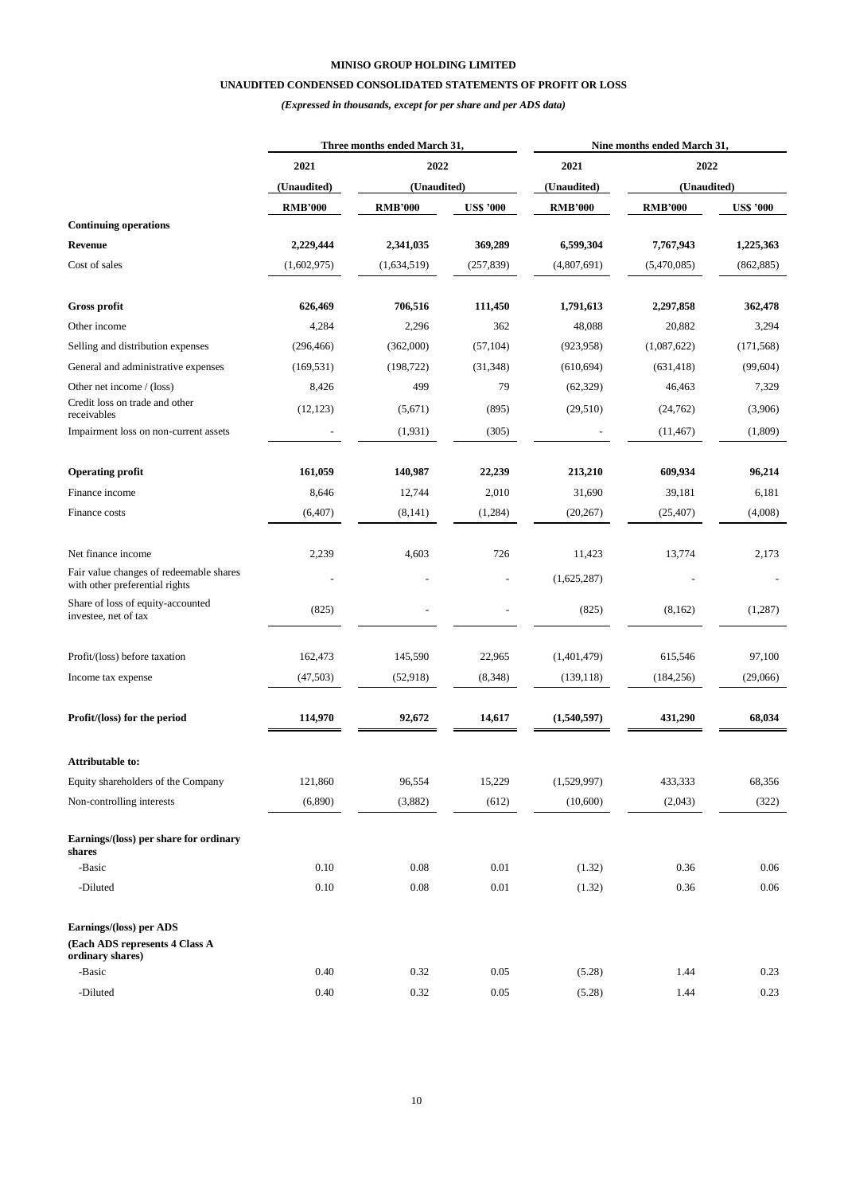**MINISO GROUP HOLDING LIMITED**

**UNAUDITED CONDENSED CONSOLIDATED STATEMENTS OF PROFIT OR LOSS**

*(Expressed in thousands, except for per share and per ADS data)*

| | Three months ended March 31, | | | Nine months ended March 31, | | |
|---|---|---|---|---|---|---|
| | 2021 | 2022 | | 2021 | 2022 | |
| | (Unaudited) | (Unaudited) | | (Unaudited) | (Unaudited) | |
| | RMB'000 | RMB'000 | US$ '000 | RMB'000 | RMB'000 | US$ '000 |
| **Continuing operations** | | | | | | |
| **Revenue** | **2,229,444** | **2,341,035** | **369,289** | **6,599,304** | **7,767,943** | **1,225,363** |
| Cost of sales | (1,602,975) | (1,634,519) | (257,839) | (4,807,691) | (5,470,085) | (862,885) |
| **Gross profit** | **626,469** | **706,516** | **111,450** | **1,791,613** | **2,297,858** | **362,478** |
| Other income | 4,284 | 2,296 | 362 | 48,088 | 20,882 | 3,294 |
| Selling and distribution expenses | (296,466) | (362,000) | (57,104) | (923,958) | (1,087,622) | (171,568) |
| General and administrative expenses | (169,531) | (198,722) | (31,348) | (610,694) | (631,418) | (99,604) |
| Other net income / (loss) | 8,426 | 499 | 79 | (62,329) | 46,463 | 7,329 |
| Credit loss on trade and other receivables | (12,123) | (5,671) | (895) | (29,510) | (24,762) | (3,906) |
| Impairment loss on non-current assets | - | (1,931) | (305) | - | (11,467) | (1,809) |
| **Operating profit** | **161,059** | **140,987** | **22,239** | **213,210** | **609,934** | **96,214** |
| Finance income | 8,646 | 12,744 | 2,010 | 31,690 | 39,181 | 6,181 |
| Finance costs | (6,407) | (8,141) | (1,284) | (20,267) | (25,407) | (4,008) |
| Net finance income | 2,239 | 4,603 | 726 | 11,423 | 13,774 | 2,173 |
| Fair value changes of redeemable shares with other preferential rights | - | - | - | (1,625,287) | - | - |
| Share of loss of equity-accounted investee, net of tax | (825) | - | - | (825) | (8,162) | (1,287) |
| Profit/(loss) before taxation | 162,473 | 145,590 | 22,965 | (1,401,479) | 615,546 | 97,100 |
| Income tax expense | (47,503) | (52,918) | (8,348) | (139,118) | (184,256) | (29,066) |
| **Profit/(loss) for the period** | **114,970** | **92,672** | **14,617** | **(1,540,597)** | **431,290** | **68,034** |
| **Attributable to:** | | | | | | |
| Equity shareholders of the Company | 121,860 | 96,554 | 15,229 | (1,529,997) | 433,333 | 68,356 |
| Non-controlling interests | (6,890) | (3,882) | (612) | (10,600) | (2,043) | (322) |
| **Earnings/(loss) per share for ordinary shares** | | | | | | |
| -Basic | 0.10 | 0.08 | 0.01 | (1.32) | 0.36 | 0.06 |
| -Diluted | 0.10 | 0.08 | 0.01 | (1.32) | 0.36 | 0.06 |
| **Earnings/(loss) per ADS** | | | | | | |
| **(Each ADS represents 4 Class A ordinary shares)** | | | | | | |
| -Basic | 0.40 | 0.32 | 0.05 | (5.28) | 1.44 | 0.23 |
| -Diluted | 0.40 | 0.32 | 0.05 | (5.28) | 1.44 | 0.23 |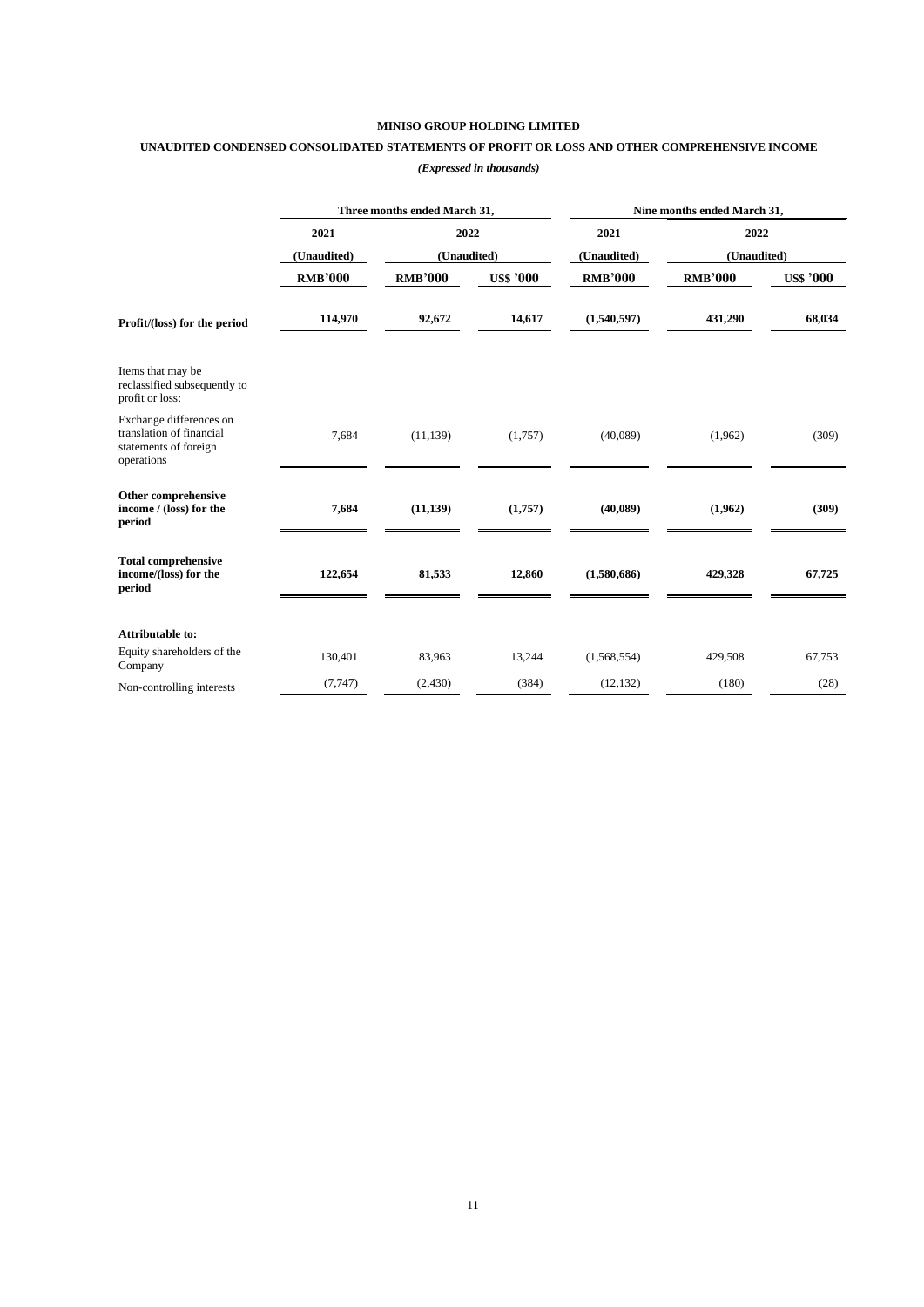**MINISO GROUP HOLDING LIMITED**

**UNAUDITED CONDENSED CONSOLIDATED STATEMENTS OF PROFIT OR LOSS AND OTHER COMPREHENSIVE INCOME**

*(Expressed in thousands)*

| | Three months ended March 31, | | | Nine months ended March 31, | | |
|---|---|---|---|---|---|---|
| | 2021 | 2022 | | 2021 | 2022 | |
| | (Unaudited) | (Unaudited) | | (Unaudited) | (Unaudited) | |
| | RMB'000 | RMB'000 | US$ '000 | RMB'000 | RMB'000 | US$ '000 |
| **Profit/(loss) for the period** | **114,970** | **92,672** | **14,617** | **(1,540,597)** | **431,290** | **68,034** |
| Items that may be reclassified subsequently to profit or loss: | | | | | | |
| Exchange differences on translation of financial statements of foreign operations | 7,684 | (11,139) | (1,757) | (40,089) | (1,962) | (309) |
| **Other comprehensive income / (loss) for the period** | **7,684** | **(11,139)** | **(1,757)** | **(40,089)** | **(1,962)** | **(309)** |
| **Total comprehensive income/(loss) for the period** | **122,654** | **81,533** | **12,860** | **(1,580,686)** | **429,328** | **67,725** |
| **Attributable to:** | | | | | | |
| Equity shareholders of the Company | 130,401 | 83,963 | 13,244 | (1,568,554) | 429,508 | 67,753 |
| Non-controlling interests | (7,747) | (2,430) | (384) | (12,132) | (180) | (28) |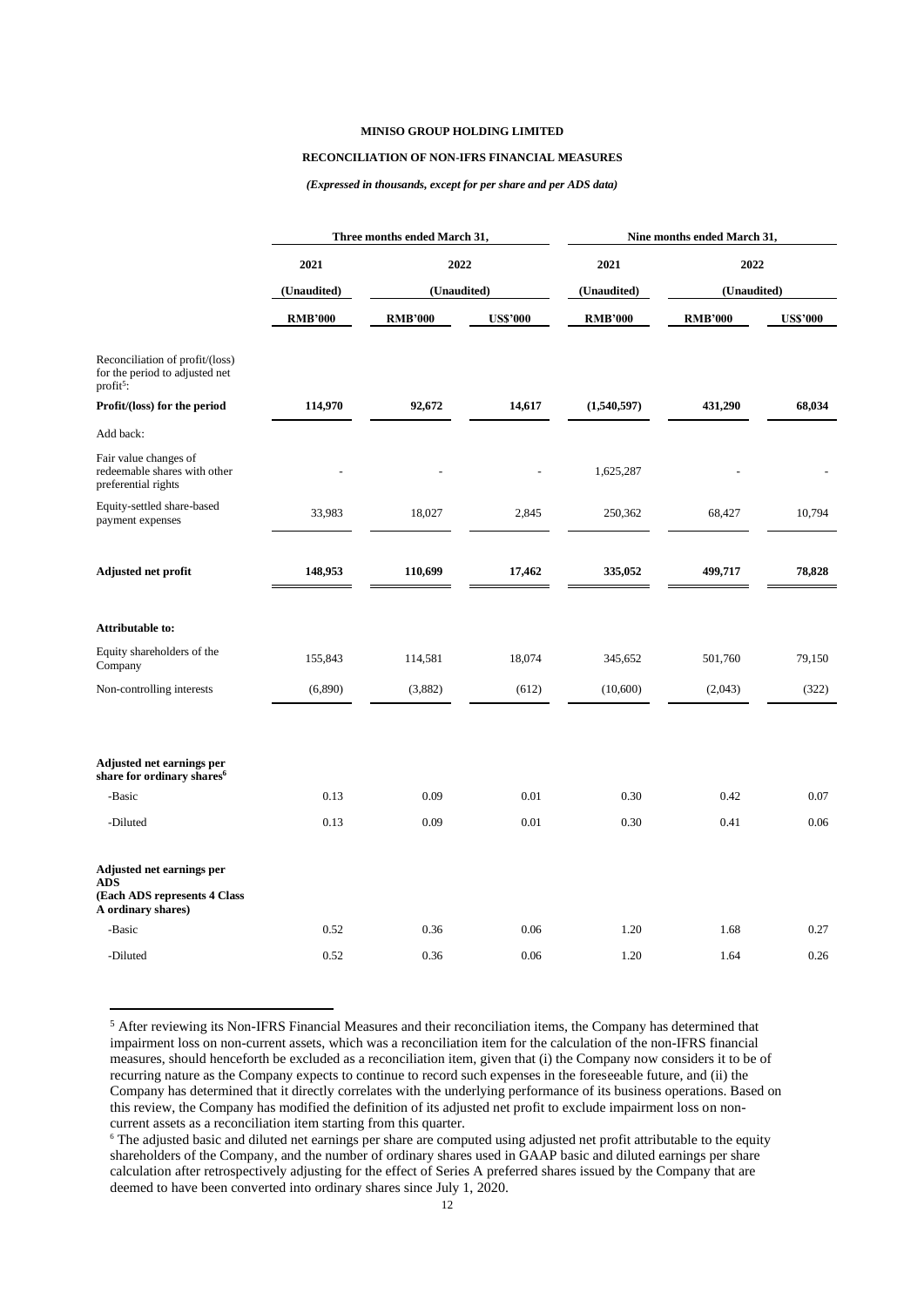**MINISO GROUP HOLDING LIMITED**

**RECONCILIATION OF NON-IFRS FINANCIAL MEASURES**

***(Expressed in thousands, except for per share and per ADS data)***

| | Three months ended March 31, | | | Nine months ended March 31, | | |
|---|---|---|---|---|---|---|
| | **2021** | **2022** | | **2021** | **2022** | |
| | **(Unaudited)** | **(Unaudited)** | | **(Unaudited)** | **(Unaudited)** | |
| | **RMB'000** | **RMB'000** | **US$'000** | **RMB'000** | **RMB'000** | **US$'000** |
| Reconciliation of profit/(loss) for the period to adjusted net profit[5]: | | | | | | |
| **Profit/(loss) for the period** | **114,970** | **92,672** | **14,617** | **(1,540,597)** | **431,290** | **68,034** |
| Add back: | | | | | | |
| Fair value changes of redeemable shares with other preferential rights | - | - | - | 1,625,287 | - | - |
| Equity-settled share-based payment expenses | 33,983 | 18,027 | 2,845 | 250,362 | 68,427 | 10,794 |
| **Adjusted net profit** | **148,953** | **110,699** | **17,462** | **335,052** | **499,717** | **78,828** |
| **Attributable to:** | | | | | | |
| Equity shareholders of the Company | 155,843 | 114,581 | 18,074 | 345,652 | 501,760 | 79,150 |
| Non-controlling interests | (6,890) | (3,882) | (612) | (10,600) | (2,043) | (322) |
| **Adjusted net earnings per share for ordinary shares[6]** | | | | | | |
| -Basic | 0.13 | 0.09 | 0.01 | 0.30 | 0.42 | 0.07 |
| -Diluted | 0.13 | 0.09 | 0.01 | 0.30 | 0.41 | 0.06 |
| **Adjusted net earnings per ADS (Each ADS represents 4 Class A ordinary shares)** | | | | | | |
| -Basic | 0.52 | 0.36 | 0.06 | 1.20 | 1.68 | 0.27 |
| -Diluted | 0.52 | 0.36 | 0.06 | 1.20 | 1.64 | 0.26 |

[5] After reviewing its Non-IFRS Financial Measures and their reconciliation items, the Company has determined that impairment loss on non-current assets, which was a reconciliation item for the calculation of the non-IFRS financial measures, should henceforth be excluded as a reconciliation item, given that (i) the Company now considers it to be of recurring nature as the Company expects to continue to record such expenses in the foreseeable future, and (ii) the Company has determined that it directly correlates with the underlying performance of its business operations. Based on this review, the Company has modified the definition of its adjusted net profit to exclude impairment loss on non-current assets as a reconciliation item starting from this quarter.

[6] The adjusted basic and diluted net earnings per share are computed using adjusted net profit attributable to the equity shareholders of the Company, and the number of ordinary shares used in GAAP basic and diluted earnings per share calculation after retrospectively adjusting for the effect of Series A preferred shares issued by the Company that are deemed to have been converted into ordinary shares since July 1, 2020.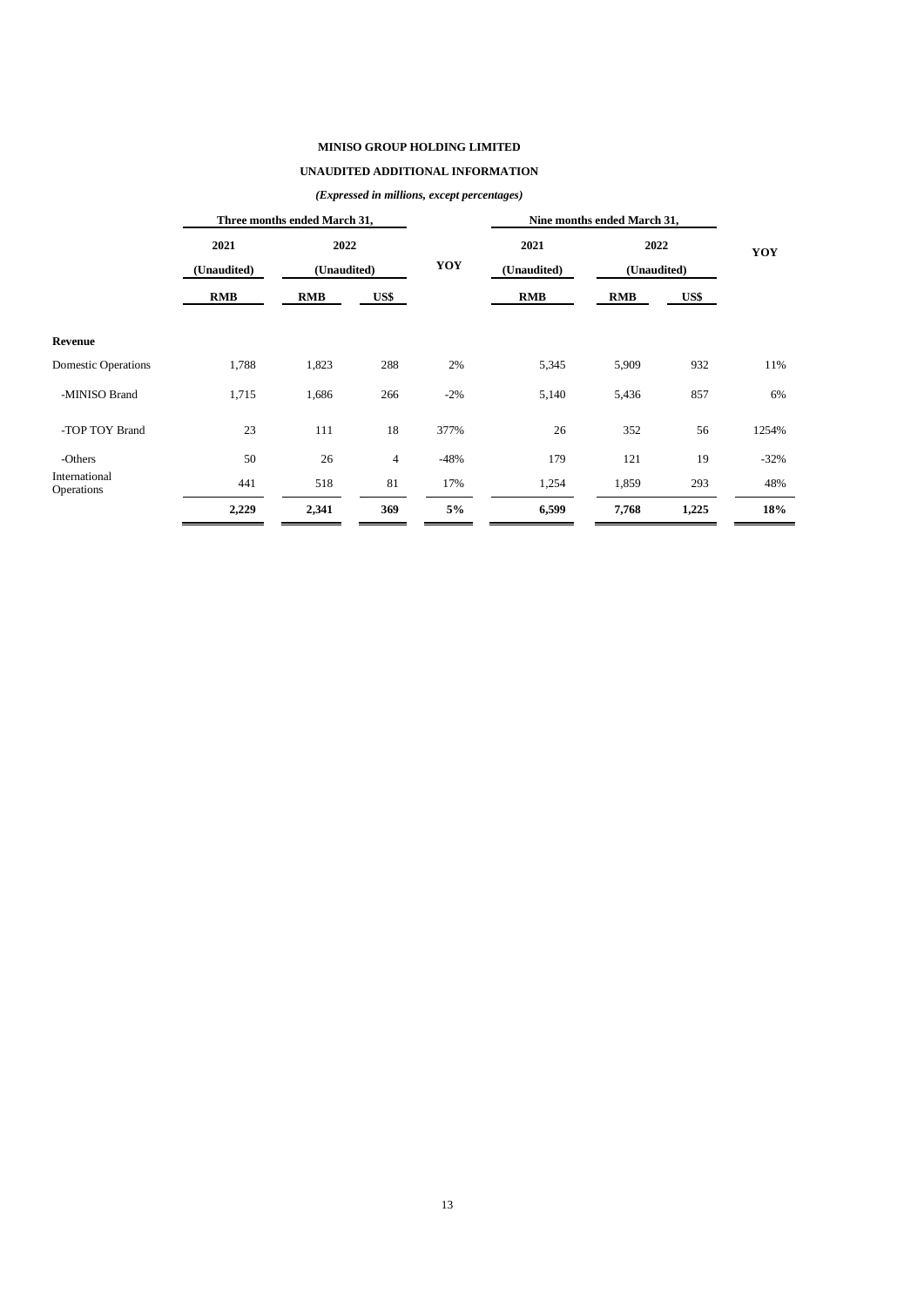**MINISO GROUP HOLDING LIMITED**

**UNAUDITED ADDITIONAL INFORMATION**

***(Expressed in millions, except percentages)***

| | Three months ended March 31, | | | | Nine months ended March 31, | | | |
|---|---|---|---|---|---|---|---|---|
| | 2021 | 2022 | | YOY | 2021 | 2022 | | YOY |
| | (Unaudited) | (Unaudited) | | | (Unaudited) | (Unaudited) | | |
| | RMB | RMB | US$ | | RMB | RMB | US$ | |
| **Revenue** | | | | | | | | |
| Domestic Operations | 1,788 | 1,823 | 288 | 2% | 5,345 | 5,909 | 932 | 11% |
| -MINISO Brand | 1,715 | 1,686 | 266 | -2% | 5,140 | 5,436 | 857 | 6% |
| -TOP TOY Brand | 23 | 111 | 18 | 377% | 26 | 352 | 56 | 1254% |
| -Others | 50 | 26 | 4 | -48% | 179 | 121 | 19 | -32% |
| International Operations | 441 | 518 | 81 | 17% | 1,254 | 1,859 | 293 | 48% |
| | **2,229** | **2,341** | **369** | **5%** | **6,599** | **7,768** | **1,225** | **18%** |